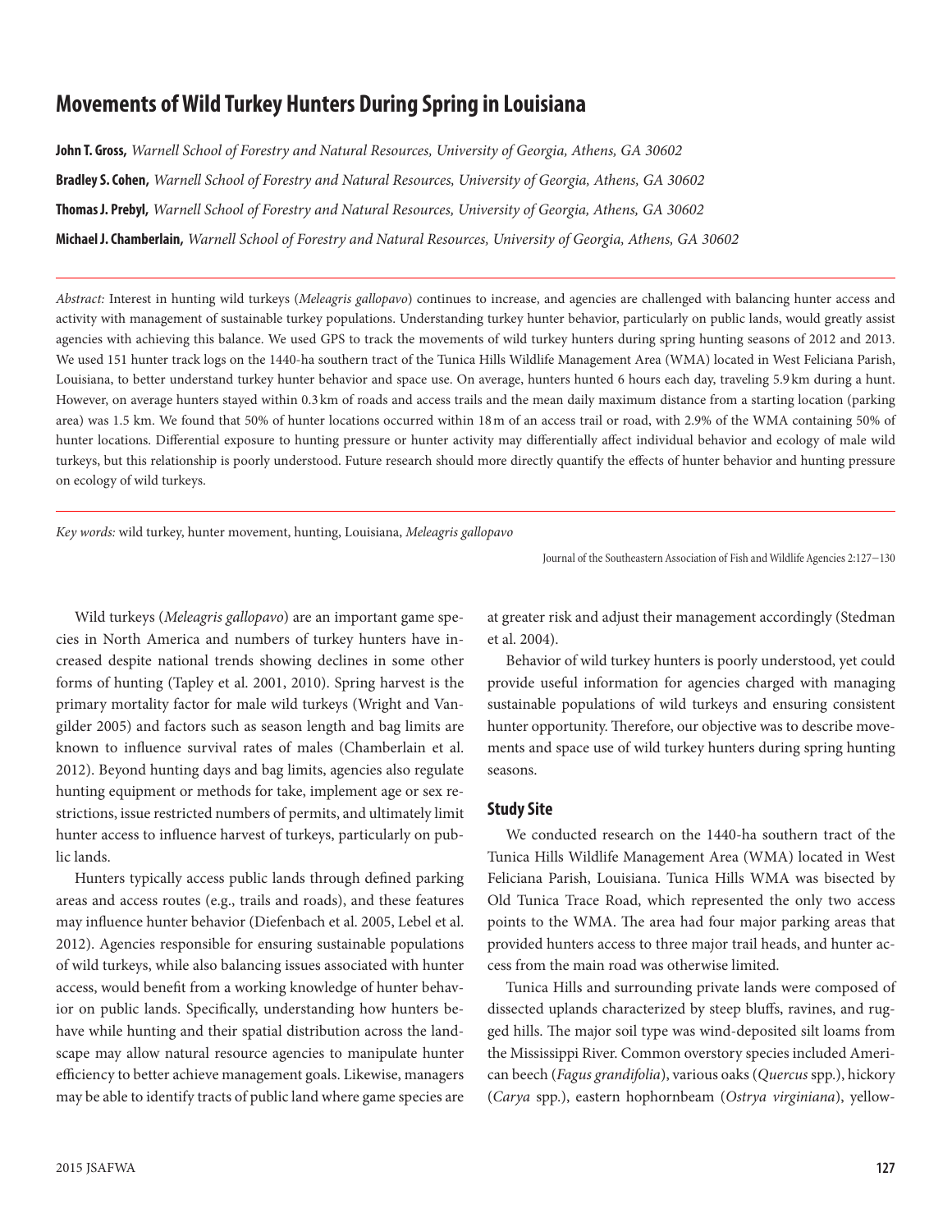# Movements of Wild Turkey Hunters During Spring in Louisiana

**John T. Gross,** *Warnell School of Forestry and Natural Resources, University of Georgia, Athens, GA 30602*

**Bradley S. Cohen,** *Warnell School of Forestry and Natural Resources, University of Georgia, Athens, GA 30602*

**Thomas J. Prebyl,** *Warnell School of Forestry and Natural Resources, University of Georgia, Athens, GA 30602*

**Michael J. Chamberlain,** *Warnell School of Forestry and Natural Resources, University of Georgia, Athens, GA 30602*

*Abstract:* Interest in hunting wild turkeys (*Meleagris gallopavo*) continues to increase, and agencies are challenged with balancing hunter access and activity with management of sustainable turkey populations. Understanding turkey hunter behavior, particularly on public lands, would greatly assist agencies with achieving this balance. We used GPS to track the movements of wild turkey hunters during spring hunting seasons of 2012 and 2013. We used 151 hunter track logs on the 1440-ha southern tract of the Tunica Hills Wildlife Management Area (WMA) located in West Feliciana Parish, Louisiana, to better understand turkey hunter behavior and space use. On average, hunters hunted 6 hours each day, traveling 5.9 km during a hunt. However, on average hunters stayed within 0.3 km of roads and access trails and the mean daily maximum distance from a starting location (parking area) was 1.5 km. We found that 50% of hunter locations occurred within 18 m of an access trail or road, with 2.9% of the WMA containing 50% of hunter locations. Differential exposure to hunting pressure or hunter activity may differentially affect individual behavior and ecology of male wild turkeys, but this relationship is poorly understood. Future research should more directly quantify the effects of hunter behavior and hunting pressure on ecology of wild turkeys.

*Key words:* wild turkey, hunter movement, hunting, Louisiana, *Meleagris gallopavo*

Wild turkeys (*Meleagris gallopavo*) are an important game species in North America and numbers of turkey hunters have increased despite national trends showing declines in some other forms of hunting (Tapley et al. 2001, 2010). Spring harvest is the primary mortality factor for male wild turkeys (Wright and Vangilder 2005) and factors such as season length and bag limits are known to influence survival rates of males (Chamberlain et al. 2012). Beyond hunting days and bag limits, agencies also regulate hunting equipment or methods for take, implement age or sex restrictions, issue restricted numbers of permits, and ultimately limit hunter access to influence harvest of turkeys, particularly on public lands.

Hunters typically access public lands through defined parking areas and access routes (e.g., trails and roads), and these features may influence hunter behavior (Diefenbach et al. 2005, Lebel et al. 2012). Agencies responsible for ensuring sustainable populations of wild turkeys, while also balancing issues associated with hunter access, would benefit from a working knowledge of hunter behavior on public lands. Specifically, understanding how hunters behave while hunting and their spatial distribution across the landscape may allow natural resource agencies to manipulate hunter efficiency to better achieve management goals. Likewise, managers may be able to identify tracts of public land where game species are at greater risk and adjust their management accordingly (Stedman et al. 2004).

Behavior of wild turkey hunters is poorly understood, yet could provide useful information for agencies charged with managing sustainable populations of wild turkeys and ensuring consistent hunter opportunity. Therefore, our objective was to describe movements and space use of wild turkey hunters during spring hunting seasons.

## Study Site

We conducted research on the 1440-ha southern tract of the Tunica Hills Wildlife Management Area (WMA) located in West Feliciana Parish, Louisiana. Tunica Hills WMA was bisected by Old Tunica Trace Road, which represented the only two access points to the WMA. The area had four major parking areas that provided hunters access to three major trail heads, and hunter access from the main road was otherwise limited.

Tunica Hills and surrounding private lands were composed of dissected uplands characterized by steep bluffs, ravines, and rugged hills. The major soil type was wind-deposited silt loams from the Mississippi River. Common overstory species included American beech (*Fagus grandifolia*), various oaks (*Quercus* spp.), hickory (*Carya* spp.), eastern hophornbeam (*Ostrya virginiana*), yellow-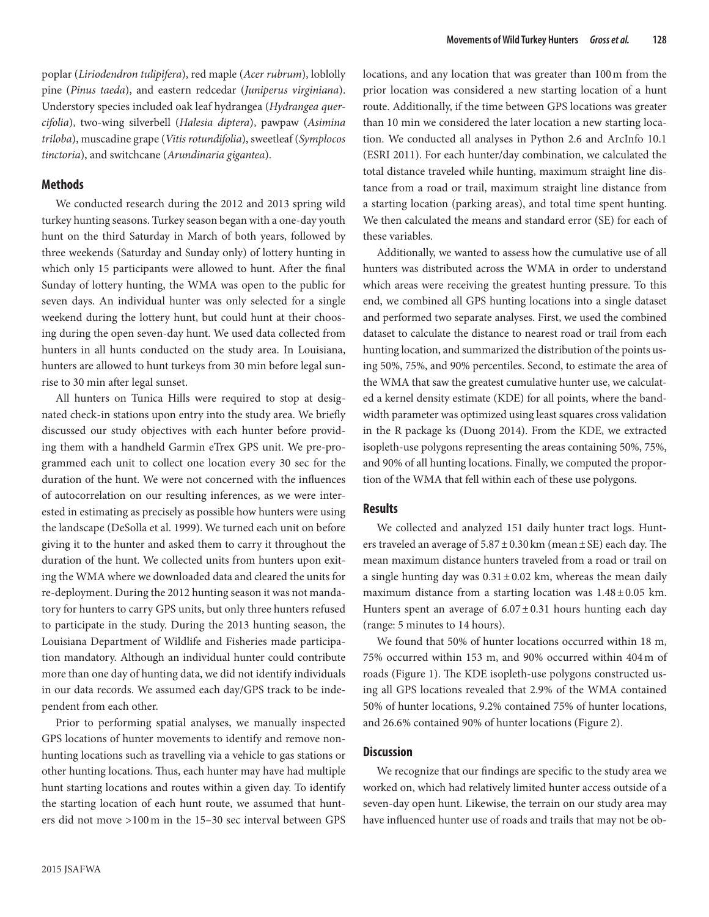poplar (*Liriodendron tulipifera*), red maple (*Acer rubrum*), loblolly pine (*Pinus taeda*), and eastern redcedar (*Juniperus virginiana*). Understory species included oak leaf hydrangea (*Hydrangea quercifolia*), two-wing silverbell (*Halesia diptera*), pawpaw (*Asimina triloba*), muscadine grape (*Vitis rotundifolia*), sweetleaf (*Symplocos tinctoria*), and switchcane (*Arundinaria gigantea*).

## Methods

We conducted research during the 2012 and 2013 spring wild turkey hunting seasons. Turkey season began with a one-day youth hunt on the third Saturday in March of both years, followed by three weekends (Saturday and Sunday only) of lottery hunting in which only 15 participants were allowed to hunt. After the final Sunday of lottery hunting, the WMA was open to the public for seven days. An individual hunter was only selected for a single weekend during the lottery hunt, but could hunt at their choosing during the open seven-day hunt. We used data collected from hunters in all hunts conducted on the study area. In Louisiana, hunters are allowed to hunt turkeys from 30 min before legal sunrise to 30 min after legal sunset.

All hunters on Tunica Hills were required to stop at designated check-in stations upon entry into the study area. We briefly discussed our study objectives with each hunter before providing them with a handheld Garmin eTrex GPS unit. We pre-programmed each unit to collect one location every 30 sec for the duration of the hunt. We were not concerned with the influences of autocorrelation on our resulting inferences, as we were interested in estimating as precisely as possible how hunters were using the landscape (DeSolla et al. 1999). We turned each unit on before giving it to the hunter and asked them to carry it throughout the duration of the hunt. We collected units from hunters upon exiting the WMA where we downloaded data and cleared the units for re-deployment. During the 2012 hunting season it was not mandatory for hunters to carry GPS units, but only three hunters refused to participate in the study. During the 2013 hunting season, the Louisiana Department of Wildlife and Fisheries made participation mandatory. Although an individual hunter could contribute more than one day of hunting data, we did not identify individuals in our data records. We assumed each day/GPS track to be independent from each other.

Prior to performing spatial analyses, we manually inspected GPS locations of hunter movements to identify and remove non-hunting locations such as travelling via a vehicle to gas stations or other hunting locations. Thus, each hunter may have had multiple hunt starting locations and routes within a given day. To identify the starting location of each hunt route, we assumed that hunters did not move >100 m in the 15–30 sec interval between GPS locations, and any location that was greater than 100 m from the prior location was considered a new starting location of a hunt route. Additionally, if the time between GPS locations was greater than 10 min we considered the later location a new starting location. We conducted all analyses in Python 2.6 and ArcInfo 10.1 (ESRI 2011). For each hunter/day combination, we calculated the total distance traveled while hunting, maximum straight line distance from a road or trail, maximum straight line distance from a starting location (parking areas), and total time spent hunting. We then calculated the means and standard error (SE) for each of these variables.

Additionally, we wanted to assess how the cumulative use of all hunters was distributed across the WMA in order to understand which areas were receiving the greatest hunting pressure. To this end, we combined all GPS hunting locations into a single dataset and performed two separate analyses. First, we used the combined dataset to calculate the distance to nearest road or trail from each hunting location, and summarized the distribution of the points using 50%, 75%, and 90% percentiles. Second, to estimate the area of the WMA that saw the greatest cumulative hunter use, we calculated a kernel density estimate (KDE) for all points, where the bandwidth parameter was optimized using least squares cross validation in the R package ks (Duong 2014). From the KDE, we extracted isopleth-use polygons representing the areas containing 50%, 75%, and 90% of all hunting locations. Finally, we computed the proportion of the WMA that fell within each of these use polygons.

## Results

We collected and analyzed 151 daily hunter tract logs. Hunters traveled an average of $5.87 \pm 0.30$ km (mean $\pm$ SE) each day. The mean maximum distance hunters traveled from a road or trail on a single hunting day was $0.31 \pm 0.02$ km, whereas the mean daily maximum distance from a starting location was $1.48 \pm 0.05$ km. Hunters spent an average of $6.07 \pm 0.31$ hours hunting each day (range: 5 minutes to 14 hours).

We found that 50% of hunter locations occurred within 18 m, 75% occurred within 153 m, and 90% occurred within 404 m of roads (Figure 1). The KDE isopleth-use polygons constructed using all GPS locations revealed that 2.9% of the WMA contained 50% of hunter locations, 9.2% contained 75% of hunter locations, and 26.6% contained 90% of hunter locations (Figure 2).

## Discussion

We recognize that our findings are specific to the study area we worked on, which had relatively limited hunter access outside of a seven-day open hunt. Likewise, the terrain on our study area may have influenced hunter use of roads and trails that may not be ob-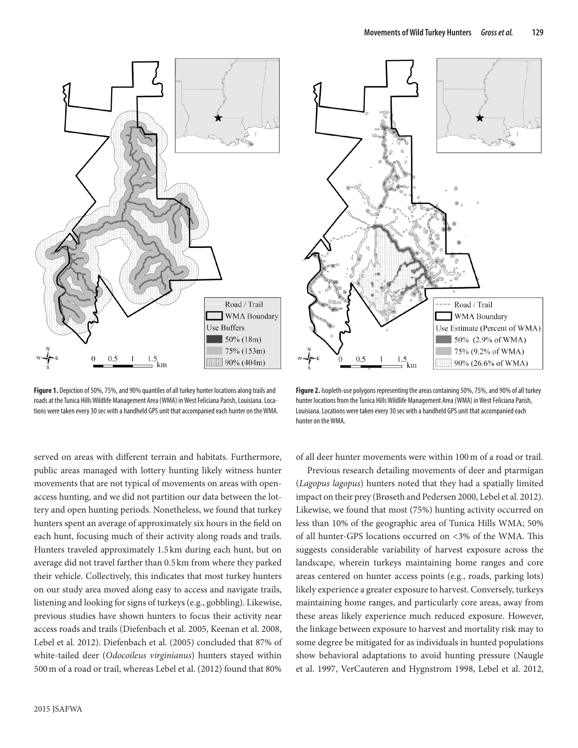**Figure 1.** Depiction of 50%, 75%, and 90% quantiles of all turkey hunter locations along trails and roads at the Tunica Hills Wildlife Management Area (WMA) in West Feliciana Parish, Louisiana. Locations were taken every 30 sec with a handheld GPS unit that accompanied each hunter on the WMA.

**Figure 2.** Isopleth-use polygons representing the areas containing 50%, 75%, and 90% of all turkey hunter locations from the Tunica Hills Wildlife Management Area (WMA) in West Feliciana Parish, Louisiana. Locations were taken every 30 sec with a handheld GPS unit that accompanied each hunter on the WMA.

served on areas with different terrain and habitats. Furthermore, public areas managed with lottery hunting likely witness hunter movements that are not typical of movements on areas with open-access hunting, and we did not partition our data between the lottery and open hunting periods. Nonetheless, we found that turkey hunters spent an average of approximately six hours in the field on each hunt, focusing much of their activity along roads and trails. Hunters traveled approximately 1.5 km during each hunt, but on average did not travel farther than 0.5 km from where they parked their vehicle. Collectively, this indicates that most turkey hunters on our study area moved along easy to access and navigate trails, listening and looking for signs of turkeys (e.g., gobbling). Likewise, previous studies have shown hunters to focus their activity near access roads and trails (Diefenbach et al. 2005, Keenan et al. 2008, Lebel et al. 2012). Diefenbach et al. (2005) concluded that 87% of white-tailed deer (*Odocoileus virginianus*) hunters stayed within 500 m of a road or trail, whereas Lebel et al. (2012) found that 80% of all deer hunter movements were within 100 m of a road or trail.

Previous research detailing movements of deer and ptarmigan (*Lagopus lagopus*) hunters noted that they had a spatially limited impact on their prey (Brøseth and Pedersen 2000, Lebel et al. 2012). Likewise, we found that most (75%) hunting activity occurred on less than 10% of the geographic area of Tunica Hills WMA; 50% of all hunter-GPS locations occurred on <3% of the WMA. This suggests considerable variability of harvest exposure across the landscape, wherein turkeys maintaining home ranges and core areas centered on hunter access points (e.g., roads, parking lots) likely experience a greater exposure to harvest. Conversely, turkeys maintaining home ranges, and particularly core areas, away from these areas likely experience much reduced exposure. However, the linkage between exposure to harvest and mortality risk may to some degree be mitigated for as individuals in hunted populations show behavioral adaptations to avoid hunting pressure (Naugle et al. 1997, VerCauteren and Hygnstrom 1998, Lebel et al. 2012,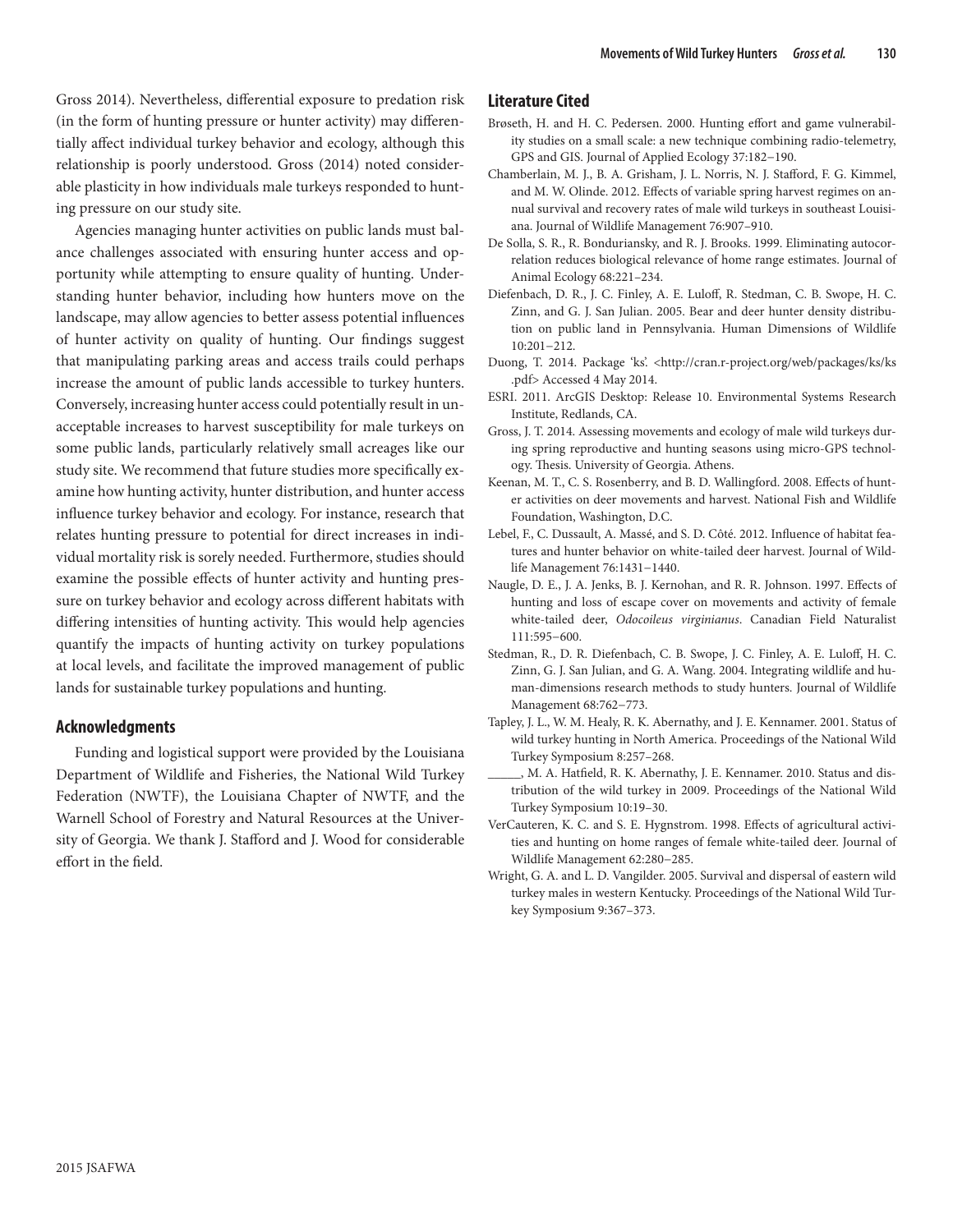Gross 2014). Nevertheless, differential exposure to predation risk (in the form of hunting pressure or hunter activity) may differentially affect individual turkey behavior and ecology, although this relationship is poorly understood. Gross (2014) noted considerable plasticity in how individuals male turkeys responded to hunting pressure on our study site.

Agencies managing hunter activities on public lands must balance challenges associated with ensuring hunter access and opportunity while attempting to ensure quality of hunting. Understanding hunter behavior, including how hunters move on the landscape, may allow agencies to better assess potential influences of hunter activity on quality of hunting. Our findings suggest that manipulating parking areas and access trails could perhaps increase the amount of public lands accessible to turkey hunters. Conversely, increasing hunter access could potentially result in unacceptable increases to harvest susceptibility for male turkeys on some public lands, particularly relatively small acreages like our study site. We recommend that future studies more specifically examine how hunting activity, hunter distribution, and hunter access influence turkey behavior and ecology. For instance, research that relates hunting pressure to potential for direct increases in individual mortality risk is sorely needed. Furthermore, studies should examine the possible effects of hunter activity and hunting pressure on turkey behavior and ecology across different habitats with differing intensities of hunting activity. This would help agencies quantify the impacts of hunting activity on turkey populations at local levels, and facilitate the improved management of public lands for sustainable turkey populations and hunting.

## Acknowledgments

Funding and logistical support were provided by the Louisiana Department of Wildlife and Fisheries, the National Wild Turkey Federation (NWTF), the Louisiana Chapter of NWTF, and the Warnell School of Forestry and Natural Resources at the University of Georgia. We thank J. Stafford and J. Wood for considerable effort in the field.

## Literature Cited

Brøseth, H. and H. C. Pedersen. 2000. Hunting effort and game vulnerability studies on a small scale: a new technique combining radio-telemetry, GPS and GIS. Journal of Applied Ecology 37:182–190.

Chamberlain, M. J., B. A. Grisham, J. L. Norris, N. J. Stafford, F. G. Kimmel, and M. W. Olinde. 2012. Effects of variable spring harvest regimes on annual survival and recovery rates of male wild turkeys in southeast Louisiana. Journal of Wildlife Management 76:907–910.

De Solla, S. R., R. Bonduriansky, and R. J. Brooks. 1999. Eliminating autocorrelation reduces biological relevance of home range estimates. Journal of Animal Ecology 68:221–234.

Diefenbach, D. R., J. C. Finley, A. E. Luloff, R. Stedman, C. B. Swope, H. C. Zinn, and G. J. San Julian. 2005. Bear and deer hunter density distribution on public land in Pennsylvania. Human Dimensions of Wildlife 10:201–212.

Duong, T. 2014. Package 'ks'. <http://cran.r-project.org/web/packages/ks/ks.pdf> Accessed 4 May 2014.

ESRI. 2011. ArcGIS Desktop: Release 10. Environmental Systems Research Institute, Redlands, CA.

Gross, J. T. 2014. Assessing movements and ecology of male wild turkeys during spring reproductive and hunting seasons using micro-GPS technology. Thesis. University of Georgia. Athens.

Keenan, M. T., C. S. Rosenberry, and B. D. Wallingford. 2008. Effects of hunter activities on deer movements and harvest. National Fish and Wildlife Foundation, Washington, D.C.

Lebel, F., C. Dussault, A. Massé, and S. D. Côté. 2012. Influence of habitat features and hunter behavior on white-tailed deer harvest. Journal of Wildlife Management 76:1431–1440.

Naugle, D. E., J. A. Jenks, B. J. Kernohan, and R. R. Johnson. 1997. Effects of hunting and loss of escape cover on movements and activity of female white-tailed deer, *Odocoileus virginianus*. Canadian Field Naturalist 111:595–600.

Stedman, R., D. R. Diefenbach, C. B. Swope, J. C. Finley, A. E. Luloff, H. C. Zinn, G. J. San Julian, and G. A. Wang. 2004. Integrating wildlife and human-dimensions research methods to study hunters. Journal of Wildlife Management 68:762–773.

Tapley, J. L., W. M. Healy, R. K. Abernathy, and J. E. Kennamer. 2001. Status of wild turkey hunting in North America. Proceedings of the National Wild Turkey Symposium 8:257–268.

_____, M. A. Hatfield, R. K. Abernathy, J. E. Kennamer. 2010. Status and distribution of the wild turkey in 2009. Proceedings of the National Wild Turkey Symposium 10:19–30.

VerCauteren, K. C. and S. E. Hygnstrom. 1998. Effects of agricultural activities and hunting on home ranges of female white-tailed deer. Journal of Wildlife Management 62:280–285.

Wright, G. A. and L. D. Vangilder. 2005. Survival and dispersal of eastern wild turkey males in western Kentucky. Proceedings of the National Wild Turkey Symposium 9:367–373.